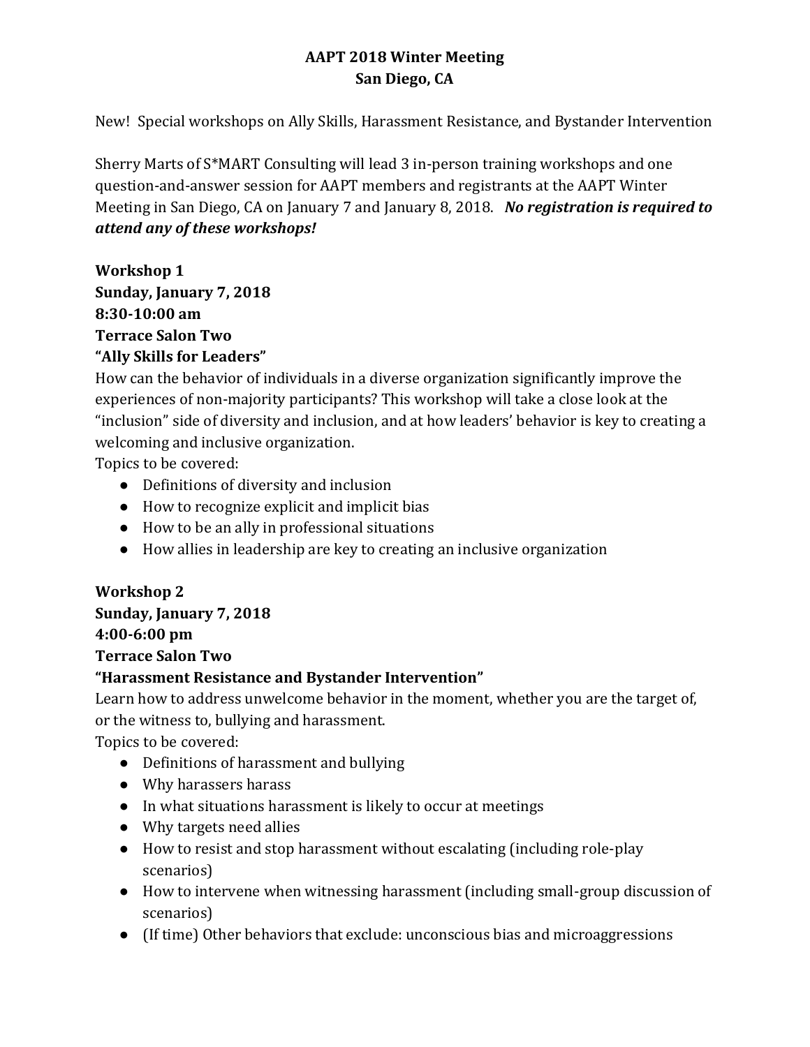# AAPT 2018 Winter Meeting
# San Diego, CA

New! Special workshops on Ally Skills, Harassment Resistance, and Bystander Intervention

Sherry Marts of S*MART Consulting will lead 3 in-person training workshops and one question-and-answer session for AAPT members and registrants at the AAPT Winter Meeting in San Diego, CA on January 7 and January 8, 2018. ***No registration is required to attend any of these workshops!***

**Workshop 1**
**Sunday, January 7, 2018**
**8:30-10:00 am**
**Terrace Salon Two**
**"Ally Skills for Leaders"**

How can the behavior of individuals in a diverse organization significantly improve the experiences of non-majority participants? This workshop will take a close look at the "inclusion" side of diversity and inclusion, and at how leaders' behavior is key to creating a welcoming and inclusive organization.

Topics to be covered:

- Definitions of diversity and inclusion
- How to recognize explicit and implicit bias
- How to be an ally in professional situations
- How allies in leadership are key to creating an inclusive organization

**Workshop 2**
**Sunday, January 7, 2018**
**4:00-6:00 pm**
**Terrace Salon Two**
**"Harassment Resistance and Bystander Intervention"**

Learn how to address unwelcome behavior in the moment, whether you are the target of, or the witness to, bullying and harassment.

Topics to be covered:

- Definitions of harassment and bullying
- Why harassers harass
- In what situations harassment is likely to occur at meetings
- Why targets need allies
- How to resist and stop harassment without escalating (including role-play scenarios)
- How to intervene when witnessing harassment (including small-group discussion of scenarios)
- (If time) Other behaviors that exclude: unconscious bias and microaggressions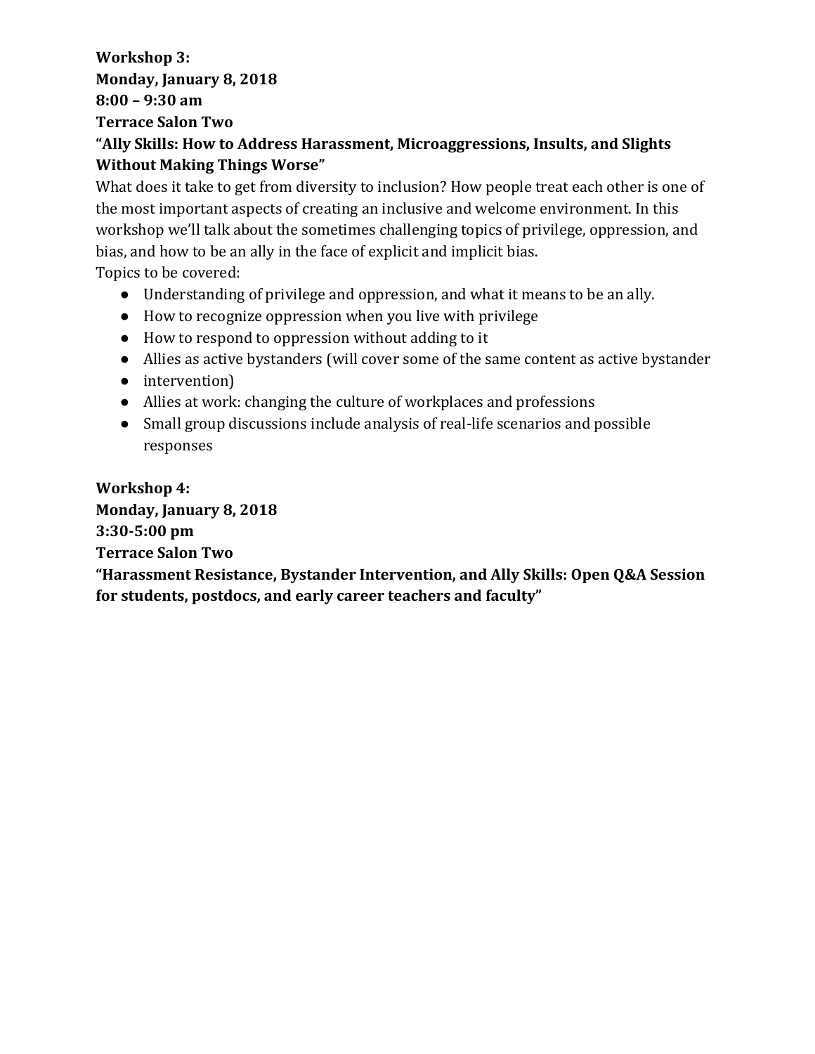**Workshop 3:**
**Monday, January 8, 2018**
**8:00 – 9:30 am**
**Terrace Salon Two**
**"Ally Skills: How to Address Harassment, Microaggressions, Insults, and Slights Without Making Things Worse"**

What does it take to get from diversity to inclusion? How people treat each other is one of the most important aspects of creating an inclusive and welcome environment. In this workshop we'll talk about the sometimes challenging topics of privilege, oppression, and bias, and how to be an ally in the face of explicit and implicit bias.

Topics to be covered:

- Understanding of privilege and oppression, and what it means to be an ally.
- How to recognize oppression when you live with privilege
- How to respond to oppression without adding to it
- Allies as active bystanders (will cover some of the same content as active bystander
- intervention)
- Allies at work: changing the culture of workplaces and professions
- Small group discussions include analysis of real-life scenarios and possible responses

**Workshop 4:**
**Monday, January 8, 2018**
**3:30-5:00 pm**
**Terrace Salon Two**
**"Harassment Resistance, Bystander Intervention, and Ally Skills: Open Q&A Session for students, postdocs, and early career teachers and faculty"**